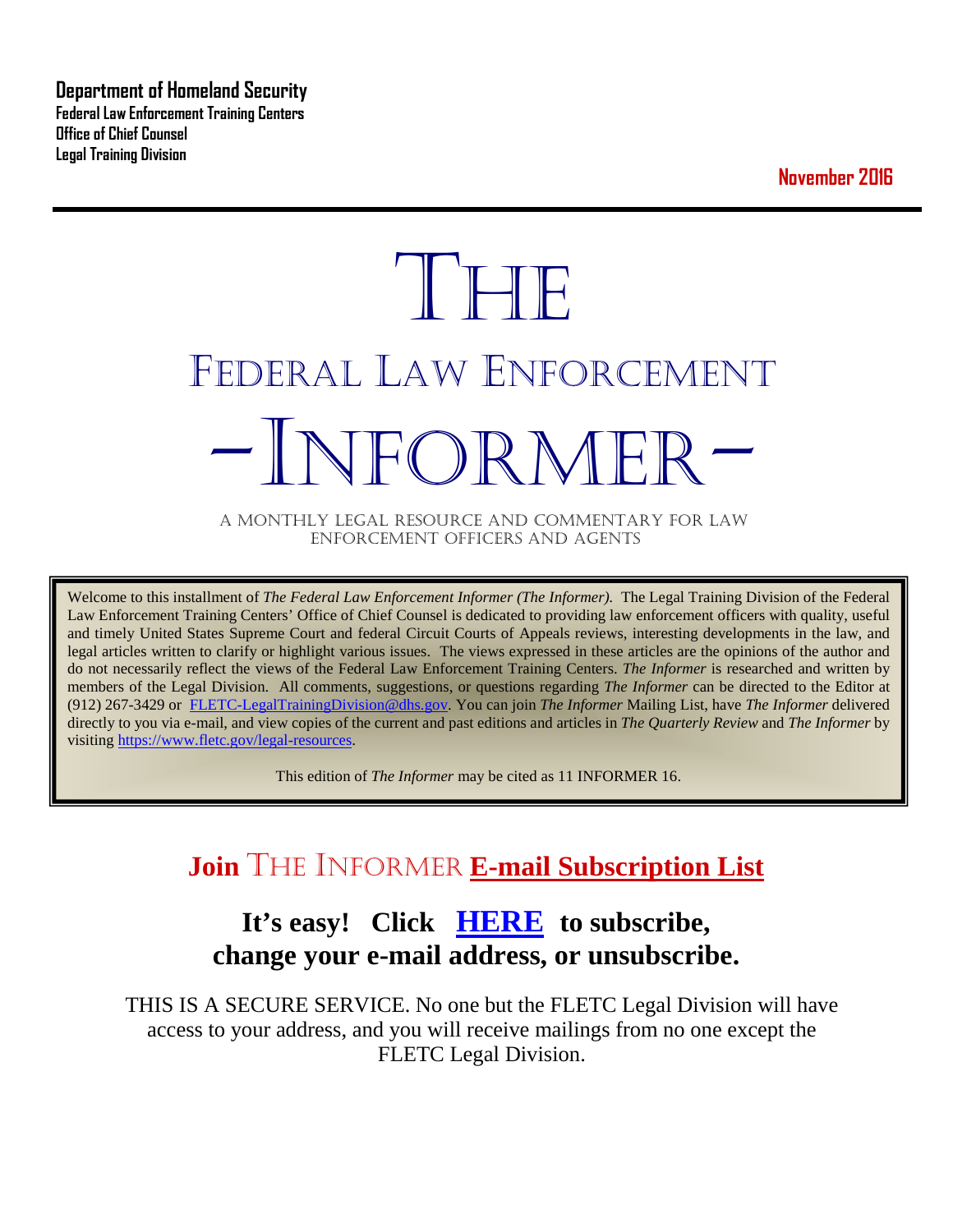**Department of Homeland Security**
**Federal Law Enforcement Training Centers**
**Office of Chief Counsel**
**Legal Training Division**

**November 2016**

# THE
# FEDERAL LAW ENFORCEMENT
# -INFORMER-

A MONTHLY LEGAL RESOURCE AND COMMENTARY FOR LAW ENFORCEMENT OFFICERS AND AGENTS

Welcome to this installment of *The Federal Law Enforcement Informer (The Informer).* The Legal Training Division of the Federal Law Enforcement Training Centers' Office of Chief Counsel is dedicated to providing law enforcement officers with quality, useful and timely United States Supreme Court and federal Circuit Courts of Appeals reviews, interesting developments in the law, and legal articles written to clarify or highlight various issues. The views expressed in these articles are the opinions of the author and do not necessarily reflect the views of the Federal Law Enforcement Training Centers. *The Informer* is researched and written by members of the Legal Division. All comments, suggestions, or questions regarding *The Informer* can be directed to the Editor at (912) 267-3429 or FLETC-LegalTrainingDivision@dhs.gov. You can join *The Informer* Mailing List, have *The Informer* delivered directly to you via e-mail, and view copies of the current and past editions and articles in *The Quarterly Review* and *The Informer* by visiting https://www.fletc.gov/legal-resources.

This edition of *The Informer* may be cited as 11 INFORMER 16.

## Join THE INFORMER **E-mail Subscription List**

## It's easy! Click **HERE** to subscribe, change your e-mail address, or unsubscribe.

THIS IS A SECURE SERVICE. No one but the FLETC Legal Division will have access to your address, and you will receive mailings from no one except the FLETC Legal Division.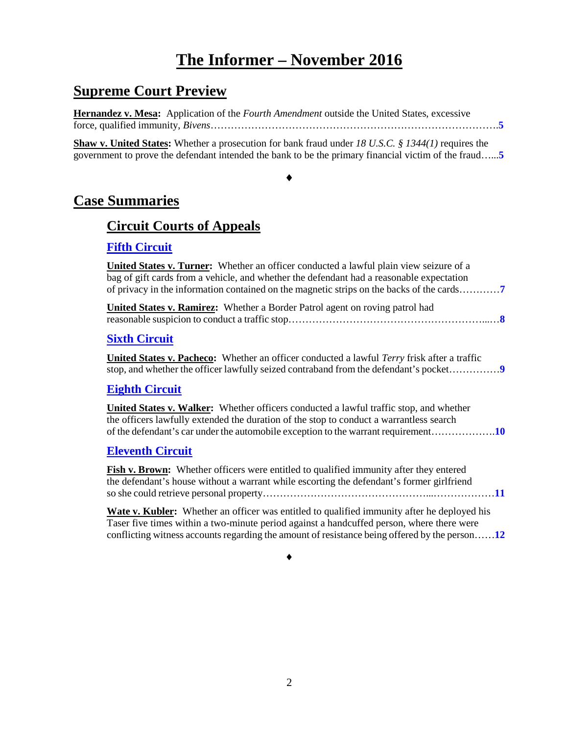# The Informer – November 2016

## Supreme Court Preview

**Hernandez v. Mesa:** Application of the *Fourth Amendment* outside the United States, excessive force, qualified immunity, *Bivens*……………………………………………………………………….5

**Shaw v. United States:** Whether a prosecution for bank fraud under *18 U.S.C. § 1344(1)* requires the government to prove the defendant intended the bank to be the primary financial victim of the fraud…...5

♦

## Case Summaries

### Circuit Courts of Appeals

#### Fifth Circuit

**United States v. Turner:** Whether an officer conducted a lawful plain view seizure of a bag of gift cards from a vehicle, and whether the defendant had a reasonable expectation of privacy in the information contained on the magnetic strips on the backs of the cards………..7

**United States v. Ramirez:** Whether a Border Patrol agent on roving patrol had reasonable suspicion to conduct a traffic stop……………………………………………………...…8

#### Sixth Circuit

**United States v. Pacheco:** Whether an officer conducted a lawful *Terry* frisk after a traffic stop, and whether the officer lawfully seized contraband from the defendant's pocket……………9

#### Eighth Circuit

**United States v. Walker:** Whether officers conducted a lawful traffic stop, and whether the officers lawfully extended the duration of the stop to conduct a warrantless search of the defendant's car under the automobile exception to the warrant requirement……………….10

#### Eleventh Circuit

**Fish v. Brown:** Whether officers were entitled to qualified immunity after they entered the defendant's house without a warrant while escorting the defendant's former girlfriend so she could retrieve personal property……………………………………...………………11

**Wate v. Kubler:** Whether an officer was entitled to qualified immunity after he deployed his Taser five times within a two-minute period against a handcuffed person, where there were conflicting witness accounts regarding the amount of resistance being offered by the person……12

♦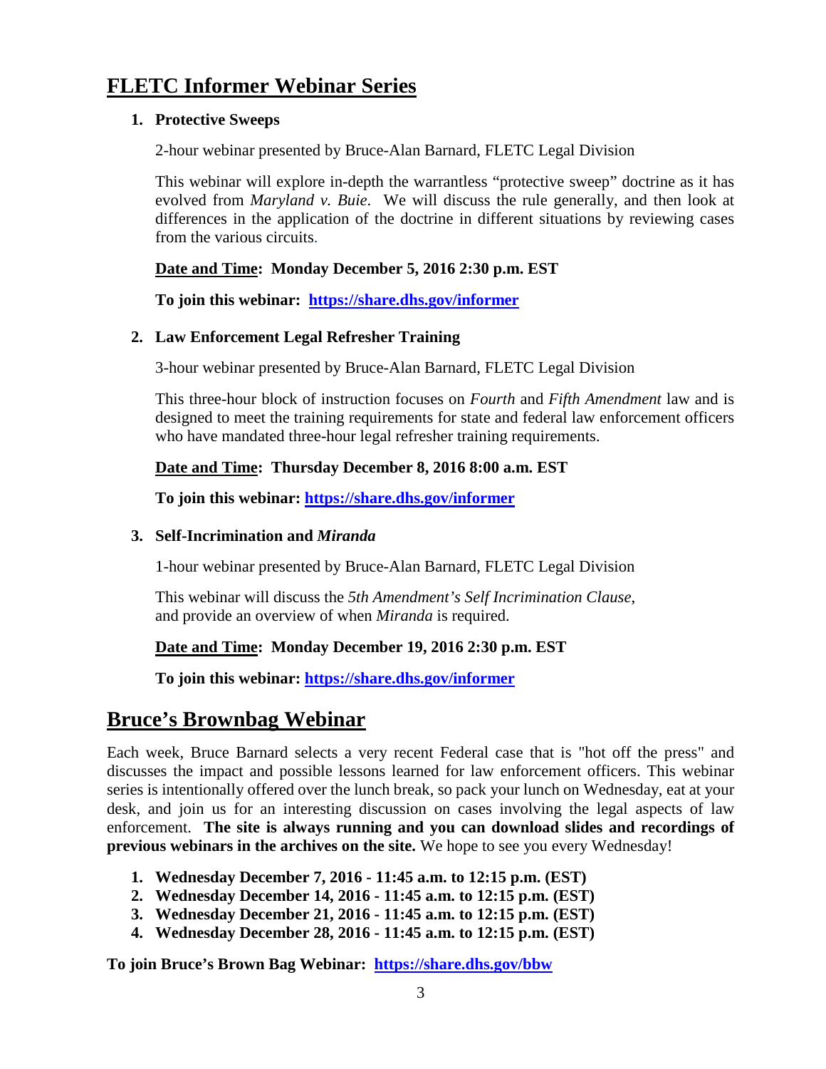## FLETC Informer Webinar Series

1. **Protective Sweeps**

   2-hour webinar presented by Bruce-Alan Barnard, FLETC Legal Division

   This webinar will explore in-depth the warrantless "protective sweep" doctrine as it has evolved from *Maryland v. Buie*. We will discuss the rule generally, and then look at differences in the application of the doctrine in different situations by reviewing cases from the various circuits.

   **Date and Time: Monday December 5, 2016 2:30 p.m. EST**

   **To join this webinar: https://share.dhs.gov/informer**

2. **Law Enforcement Legal Refresher Training**

   3-hour webinar presented by Bruce-Alan Barnard, FLETC Legal Division

   This three-hour block of instruction focuses on *Fourth* and *Fifth Amendment* law and is designed to meet the training requirements for state and federal law enforcement officers who have mandated three-hour legal refresher training requirements.

   **Date and Time: Thursday December 8, 2016 8:00 a.m. EST**

   **To join this webinar: https://share.dhs.gov/informer**

3. **Self-Incrimination and *Miranda***

   1-hour webinar presented by Bruce-Alan Barnard, FLETC Legal Division

   This webinar will discuss the *5th Amendment's Self Incrimination Clause*, and provide an overview of when *Miranda* is required.

   **Date and Time: Monday December 19, 2016 2:30 p.m. EST**

   **To join this webinar: https://share.dhs.gov/informer**

## Bruce's Brownbag Webinar

Each week, Bruce Barnard selects a very recent Federal case that is "hot off the press" and discusses the impact and possible lessons learned for law enforcement officers. This webinar series is intentionally offered over the lunch break, so pack your lunch on Wednesday, eat at your desk, and join us for an interesting discussion on cases involving the legal aspects of law enforcement. **The site is always running and you can download slides and recordings of previous webinars in the archives on the site.** We hope to see you every Wednesday!

1. **Wednesday December 7, 2016 - 11:45 a.m. to 12:15 p.m. (EST)**
2. **Wednesday December 14, 2016 - 11:45 a.m. to 12:15 p.m. (EST)**
3. **Wednesday December 21, 2016 - 11:45 a.m. to 12:15 p.m. (EST)**
4. **Wednesday December 28, 2016 - 11:45 a.m. to 12:15 p.m. (EST)**

**To join Bruce's Brown Bag Webinar: https://share.dhs.gov/bbw**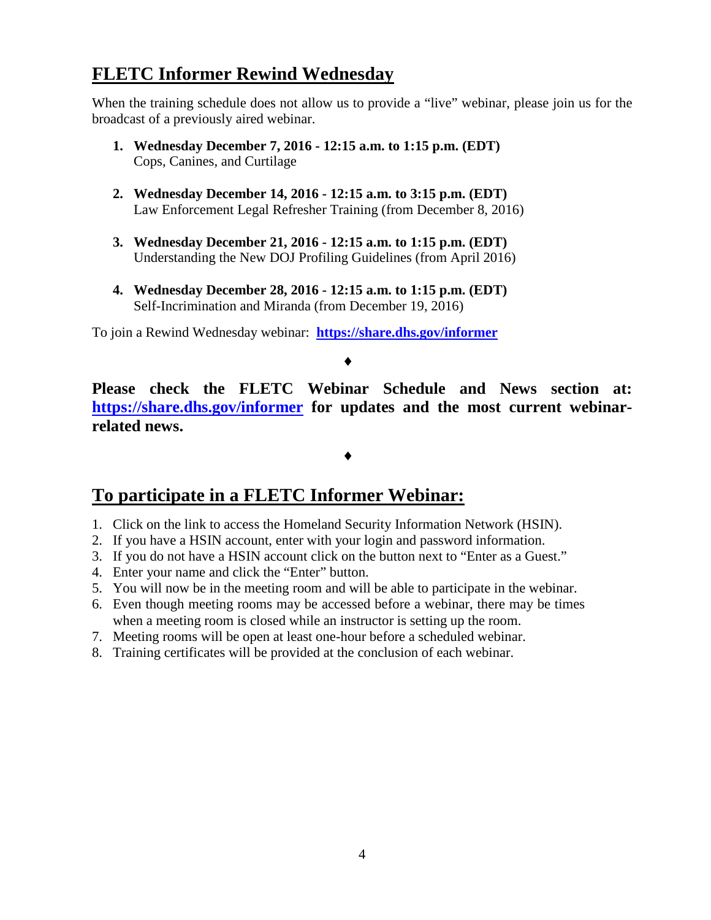## FLETC Informer Rewind Wednesday

When the training schedule does not allow us to provide a "live" webinar, please join us for the broadcast of a previously aired webinar.

1. **Wednesday December 7, 2016 - 12:15 a.m. to 1:15 p.m. (EDT)**
   Cops, Canines, and Curtilage

2. **Wednesday December 14, 2016 - 12:15 a.m. to 3:15 p.m. (EDT)**
   Law Enforcement Legal Refresher Training (from December 8, 2016)

3. **Wednesday December 21, 2016 - 12:15 a.m. to 1:15 p.m. (EDT)**
   Understanding the New DOJ Profiling Guidelines (from April 2016)

4. **Wednesday December 28, 2016 - 12:15 a.m. to 1:15 p.m. (EDT)**
   Self-Incrimination and Miranda (from December 19, 2016)

To join a Rewind Wednesday webinar: **https://share.dhs.gov/informer**

♦

**Please check the FLETC Webinar Schedule and News section at: https://share.dhs.gov/informer for updates and the most current webinar-related news.**

♦

## To participate in a FLETC Informer Webinar:

1. Click on the link to access the Homeland Security Information Network (HSIN).
2. If you have a HSIN account, enter with your login and password information.
3. If you do not have a HSIN account click on the button next to "Enter as a Guest."
4. Enter your name and click the "Enter" button.
5. You will now be in the meeting room and will be able to participate in the webinar.
6. Even though meeting rooms may be accessed before a webinar, there may be times when a meeting room is closed while an instructor is setting up the room.
7. Meeting rooms will be open at least one-hour before a scheduled webinar.
8. Training certificates will be provided at the conclusion of each webinar.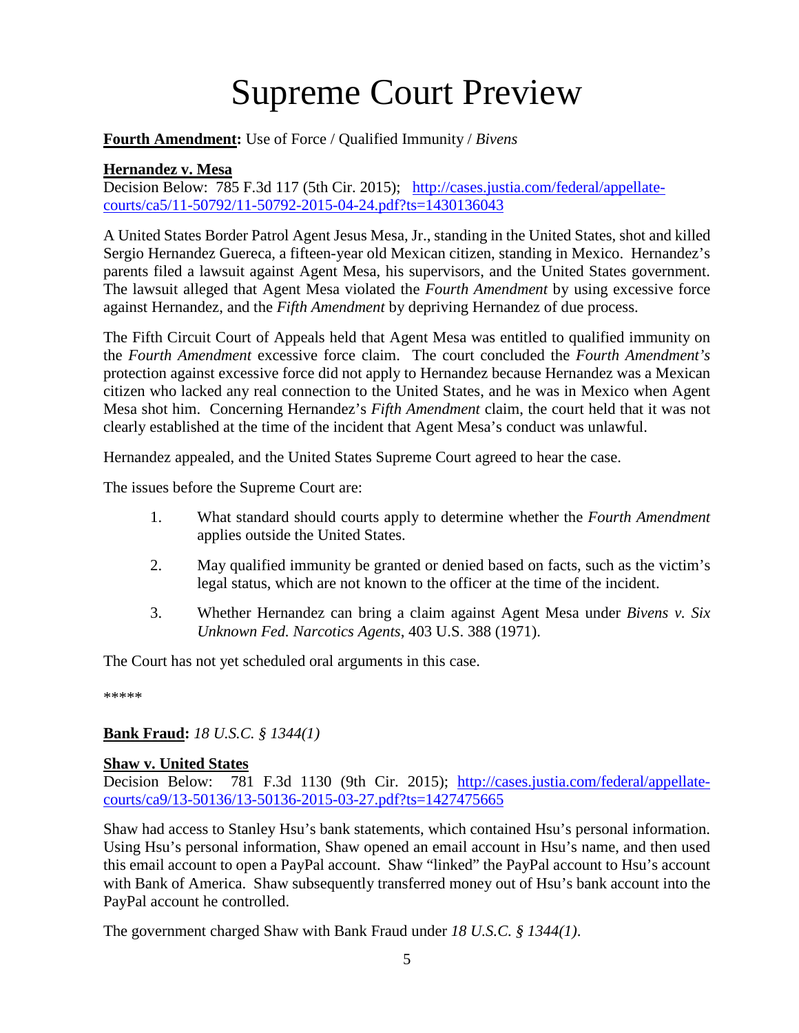# Supreme Court Preview

**Fourth Amendment:** Use of Force / Qualified Immunity / *Bivens*

**Hernandez v. Mesa**

Decision Below: 785 F.3d 117 (5th Cir. 2015); http://cases.justia.com/federal/appellate-courts/ca5/11-50792/11-50792-2015-04-24.pdf?ts=1430136043

A United States Border Patrol Agent Jesus Mesa, Jr., standing in the United States, shot and killed Sergio Hernandez Guereca, a fifteen-year old Mexican citizen, standing in Mexico. Hernandez's parents filed a lawsuit against Agent Mesa, his supervisors, and the United States government. The lawsuit alleged that Agent Mesa violated the *Fourth Amendment* by using excessive force against Hernandez, and the *Fifth Amendment* by depriving Hernandez of due process.

The Fifth Circuit Court of Appeals held that Agent Mesa was entitled to qualified immunity on the *Fourth Amendment* excessive force claim. The court concluded the *Fourth Amendment's* protection against excessive force did not apply to Hernandez because Hernandez was a Mexican citizen who lacked any real connection to the United States, and he was in Mexico when Agent Mesa shot him. Concerning Hernandez's *Fifth Amendment* claim, the court held that it was not clearly established at the time of the incident that Agent Mesa's conduct was unlawful.

Hernandez appealed, and the United States Supreme Court agreed to hear the case.

The issues before the Supreme Court are:

1. What standard should courts apply to determine whether the *Fourth Amendment* applies outside the United States.

2. May qualified immunity be granted or denied based on facts, such as the victim's legal status, which are not known to the officer at the time of the incident.

3. Whether Hernandez can bring a claim against Agent Mesa under *Bivens v. Six Unknown Fed. Narcotics Agents*, 403 U.S. 388 (1971).

The Court has not yet scheduled oral arguments in this case.

*****

**Bank Fraud:** *18 U.S.C. § 1344(1)*

**Shaw v. United States**

Decision Below: 781 F.3d 1130 (9th Cir. 2015); http://cases.justia.com/federal/appellate-courts/ca9/13-50136/13-50136-2015-03-27.pdf?ts=1427475665

Shaw had access to Stanley Hsu's bank statements, which contained Hsu's personal information. Using Hsu's personal information, Shaw opened an email account in Hsu's name, and then used this email account to open a PayPal account. Shaw "linked" the PayPal account to Hsu's account with Bank of America. Shaw subsequently transferred money out of Hsu's bank account into the PayPal account he controlled.

The government charged Shaw with Bank Fraud under *18 U.S.C. § 1344(1)*.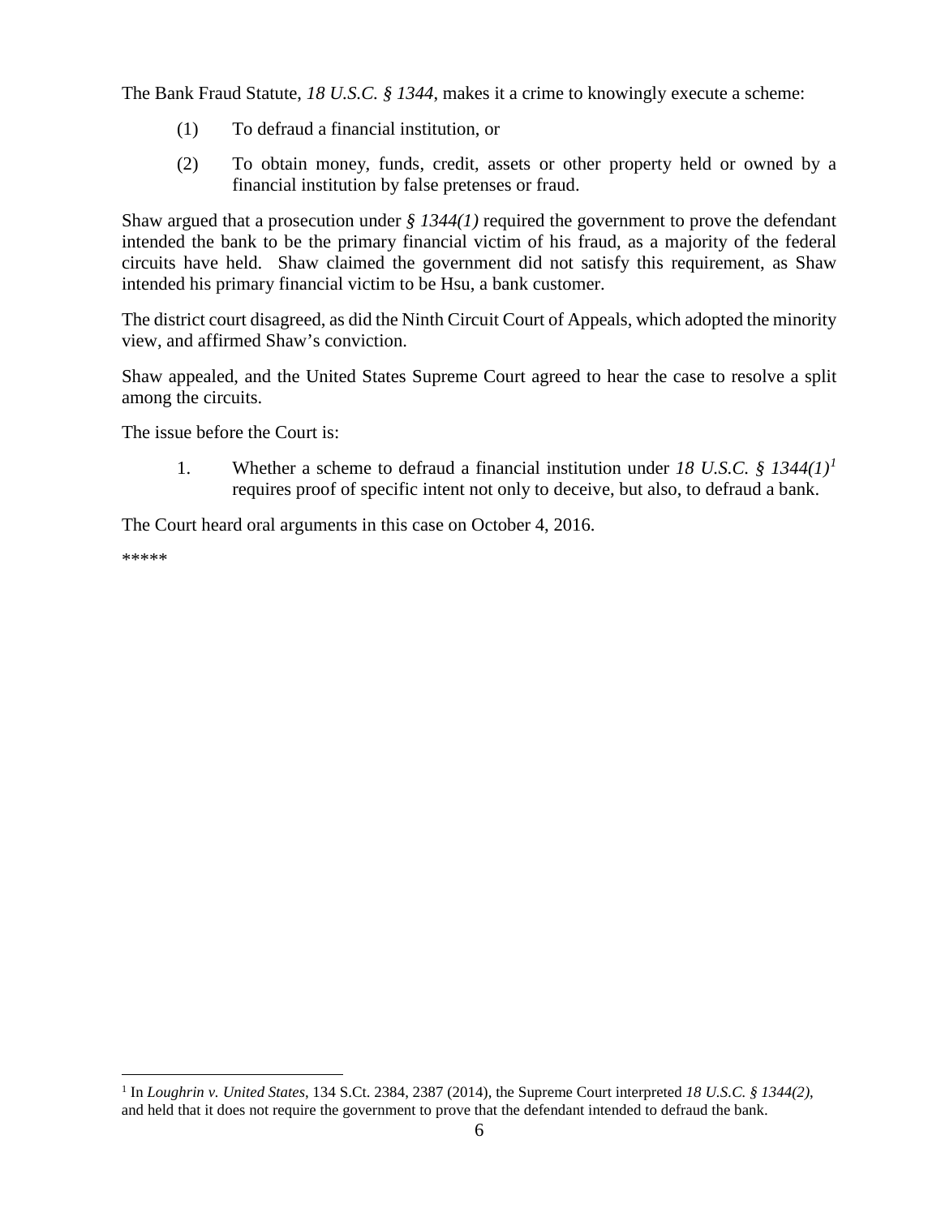The Bank Fraud Statute, *18 U.S.C. § 1344*, makes it a crime to knowingly execute a scheme:

(1) To defraud a financial institution, or

(2) To obtain money, funds, credit, assets or other property held or owned by a financial institution by false pretenses or fraud.

Shaw argued that a prosecution under *§ 1344(1)* required the government to prove the defendant intended the bank to be the primary financial victim of his fraud, as a majority of the federal circuits have held. Shaw claimed the government did not satisfy this requirement, as Shaw intended his primary financial victim to be Hsu, a bank customer.

The district court disagreed, as did the Ninth Circuit Court of Appeals, which adopted the minority view, and affirmed Shaw's conviction.

Shaw appealed, and the United States Supreme Court agreed to hear the case to resolve a split among the circuits.

The issue before the Court is:

1. Whether a scheme to defraud a financial institution under *18 U.S.C. § 1344(1)*[1] requires proof of specific intent not only to deceive, but also, to defraud a bank.

The Court heard oral arguments in this case on October 4, 2016.

*****

[1] In *Loughrin v. United States*, 134 S.Ct. 2384, 2387 (2014), the Supreme Court interpreted *18 U.S.C. § 1344(2)*, and held that it does not require the government to prove that the defendant intended to defraud the bank.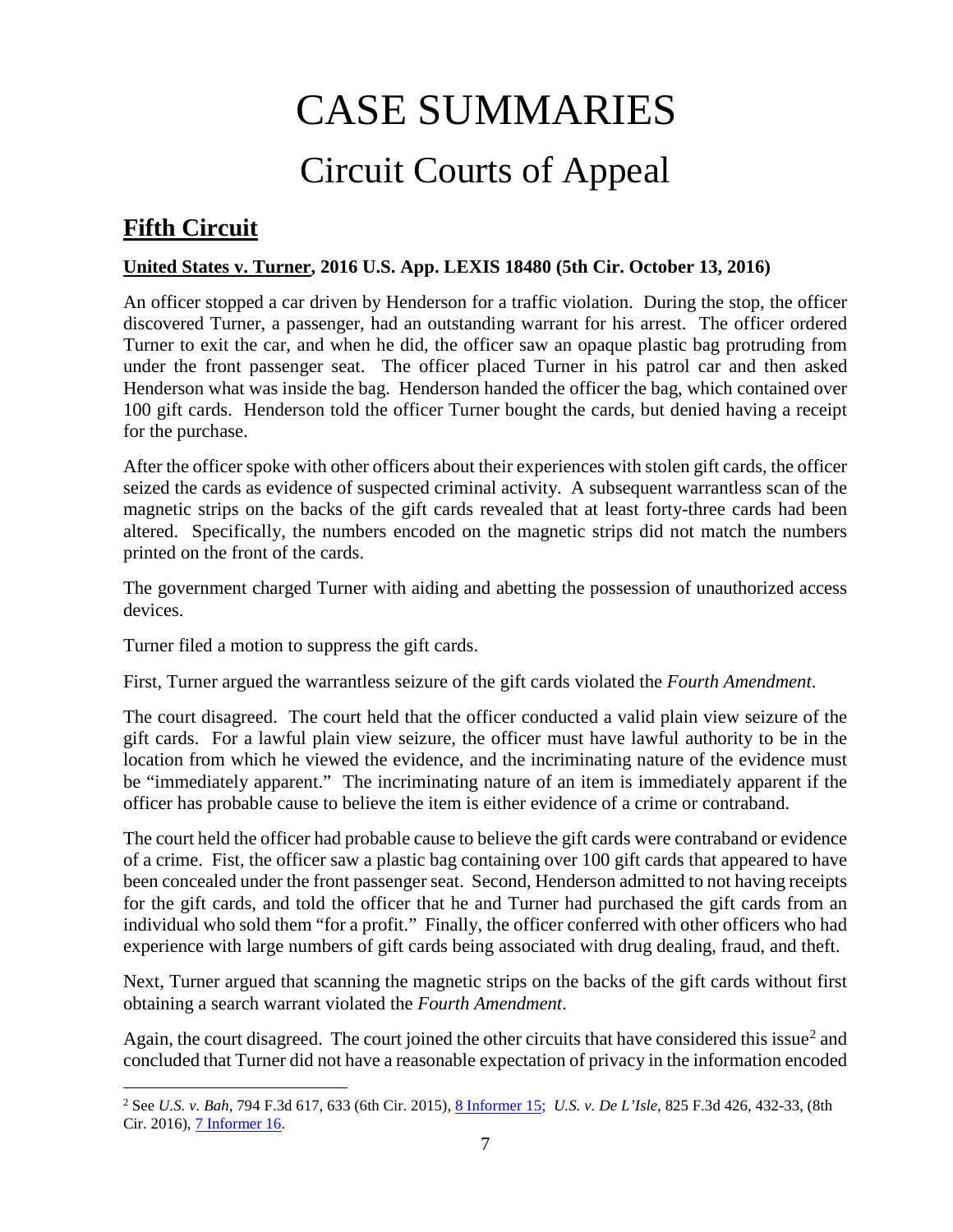# CASE SUMMARIES

## Circuit Courts of Appeal

### **Fifth Circuit**

**United States v. Turner, 2016 U.S. App. LEXIS 18480 (5th Cir. October 13, 2016)**

An officer stopped a car driven by Henderson for a traffic violation. During the stop, the officer discovered Turner, a passenger, had an outstanding warrant for his arrest. The officer ordered Turner to exit the car, and when he did, the officer saw an opaque plastic bag protruding from under the front passenger seat. The officer placed Turner in his patrol car and then asked Henderson what was inside the bag. Henderson handed the officer the bag, which contained over 100 gift cards. Henderson told the officer Turner bought the cards, but denied having a receipt for the purchase.

After the officer spoke with other officers about their experiences with stolen gift cards, the officer seized the cards as evidence of suspected criminal activity. A subsequent warrantless scan of the magnetic strips on the backs of the gift cards revealed that at least forty-three cards had been altered. Specifically, the numbers encoded on the magnetic strips did not match the numbers printed on the front of the cards.

The government charged Turner with aiding and abetting the possession of unauthorized access devices.

Turner filed a motion to suppress the gift cards.

First, Turner argued the warrantless seizure of the gift cards violated the *Fourth Amendment*.

The court disagreed. The court held that the officer conducted a valid plain view seizure of the gift cards. For a lawful plain view seizure, the officer must have lawful authority to be in the location from which he viewed the evidence, and the incriminating nature of the evidence must be "immediately apparent." The incriminating nature of an item is immediately apparent if the officer has probable cause to believe the item is either evidence of a crime or contraband.

The court held the officer had probable cause to believe the gift cards were contraband or evidence of a crime. Fist, the officer saw a plastic bag containing over 100 gift cards that appeared to have been concealed under the front passenger seat. Second, Henderson admitted to not having receipts for the gift cards, and told the officer that he and Turner had purchased the gift cards from an individual who sold them "for a profit." Finally, the officer conferred with other officers who had experience with large numbers of gift cards being associated with drug dealing, fraud, and theft.

Next, Turner argued that scanning the magnetic strips on the backs of the gift cards without first obtaining a search warrant violated the *Fourth Amendment*.

Again, the court disagreed. The court joined the other circuits that have considered this issue[2] and concluded that Turner did not have a reasonable expectation of privacy in the information encoded

---

[2] See *U.S. v. Bah*, 794 F.3d 617, 633 (6th Cir. 2015), 8 Informer 15; *U.S. v. De L'Isle*, 825 F.3d 426, 432-33, (8th Cir. 2016), 7 Informer 16.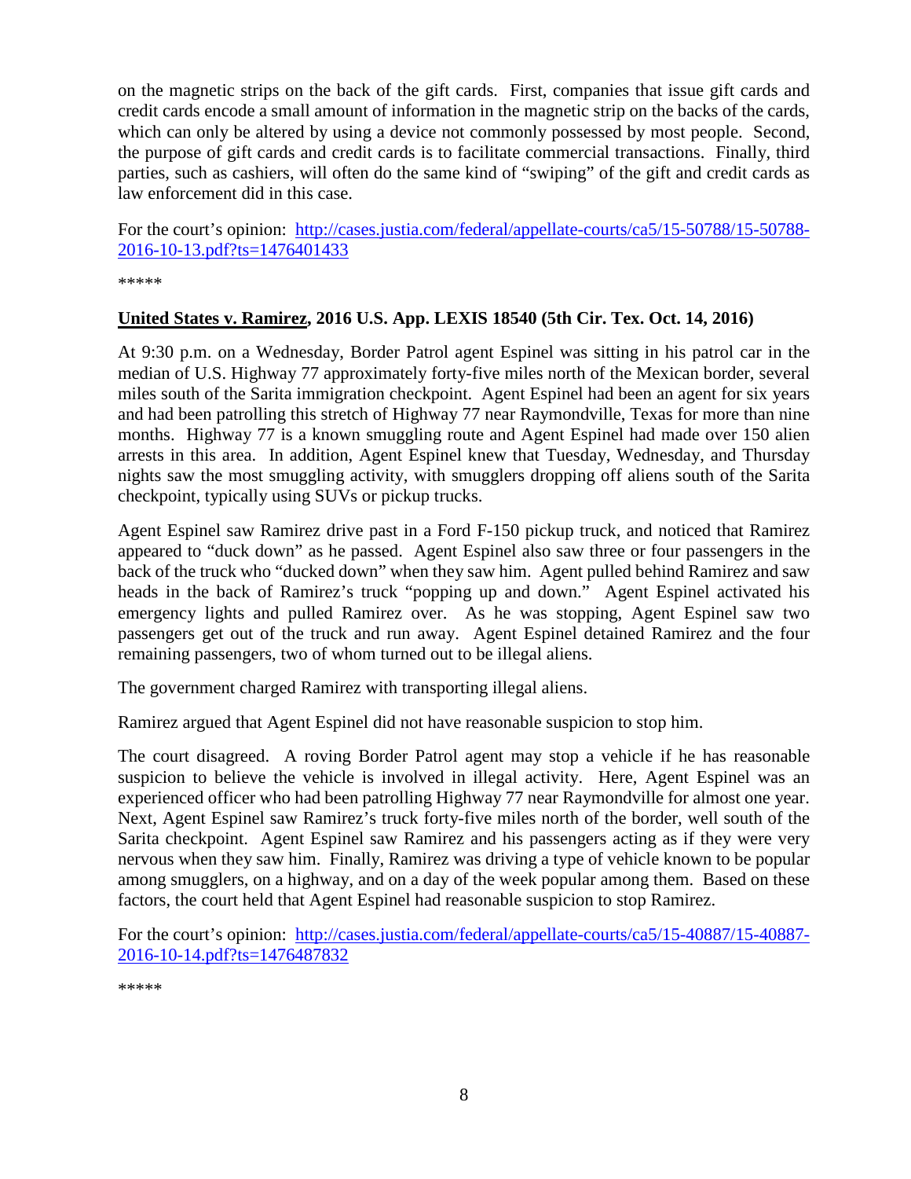on the magnetic strips on the back of the gift cards. First, companies that issue gift cards and credit cards encode a small amount of information in the magnetic strip on the backs of the cards, which can only be altered by using a device not commonly possessed by most people. Second, the purpose of gift cards and credit cards is to facilitate commercial transactions. Finally, third parties, such as cashiers, will often do the same kind of "swiping" of the gift and credit cards as law enforcement did in this case.

For the court's opinion: [http://cases.justia.com/federal/appellate-courts/ca5/15-50788/15-50788-2016-10-13.pdf?ts=1476401433](http://cases.justia.com/federal/appellate-courts/ca5/15-50788/15-50788-2016-10-13.pdf?ts=1476401433)

*****

**United States v. Ramirez, 2016 U.S. App. LEXIS 18540 (5th Cir. Tex. Oct. 14, 2016)**

At 9:30 p.m. on a Wednesday, Border Patrol agent Espinel was sitting in his patrol car in the median of U.S. Highway 77 approximately forty-five miles north of the Mexican border, several miles south of the Sarita immigration checkpoint. Agent Espinel had been an agent for six years and had been patrolling this stretch of Highway 77 near Raymondville, Texas for more than nine months. Highway 77 is a known smuggling route and Agent Espinel had made over 150 alien arrests in this area. In addition, Agent Espinel knew that Tuesday, Wednesday, and Thursday nights saw the most smuggling activity, with smugglers dropping off aliens south of the Sarita checkpoint, typically using SUVs or pickup trucks.

Agent Espinel saw Ramirez drive past in a Ford F-150 pickup truck, and noticed that Ramirez appeared to "duck down" as he passed. Agent Espinel also saw three or four passengers in the back of the truck who "ducked down" when they saw him. Agent pulled behind Ramirez and saw heads in the back of Ramirez's truck "popping up and down." Agent Espinel activated his emergency lights and pulled Ramirez over. As he was stopping, Agent Espinel saw two passengers get out of the truck and run away. Agent Espinel detained Ramirez and the four remaining passengers, two of whom turned out to be illegal aliens.

The government charged Ramirez with transporting illegal aliens.

Ramirez argued that Agent Espinel did not have reasonable suspicion to stop him.

The court disagreed. A roving Border Patrol agent may stop a vehicle if he has reasonable suspicion to believe the vehicle is involved in illegal activity. Here, Agent Espinel was an experienced officer who had been patrolling Highway 77 near Raymondville for almost one year. Next, Agent Espinel saw Ramirez's truck forty-five miles north of the border, well south of the Sarita checkpoint. Agent Espinel saw Ramirez and his passengers acting as if they were very nervous when they saw him. Finally, Ramirez was driving a type of vehicle known to be popular among smugglers, on a highway, and on a day of the week popular among them. Based on these factors, the court held that Agent Espinel had reasonable suspicion to stop Ramirez.

For the court's opinion: [http://cases.justia.com/federal/appellate-courts/ca5/15-40887/15-40887-2016-10-14.pdf?ts=1476487832](http://cases.justia.com/federal/appellate-courts/ca5/15-40887/15-40887-2016-10-14.pdf?ts=1476487832)

*****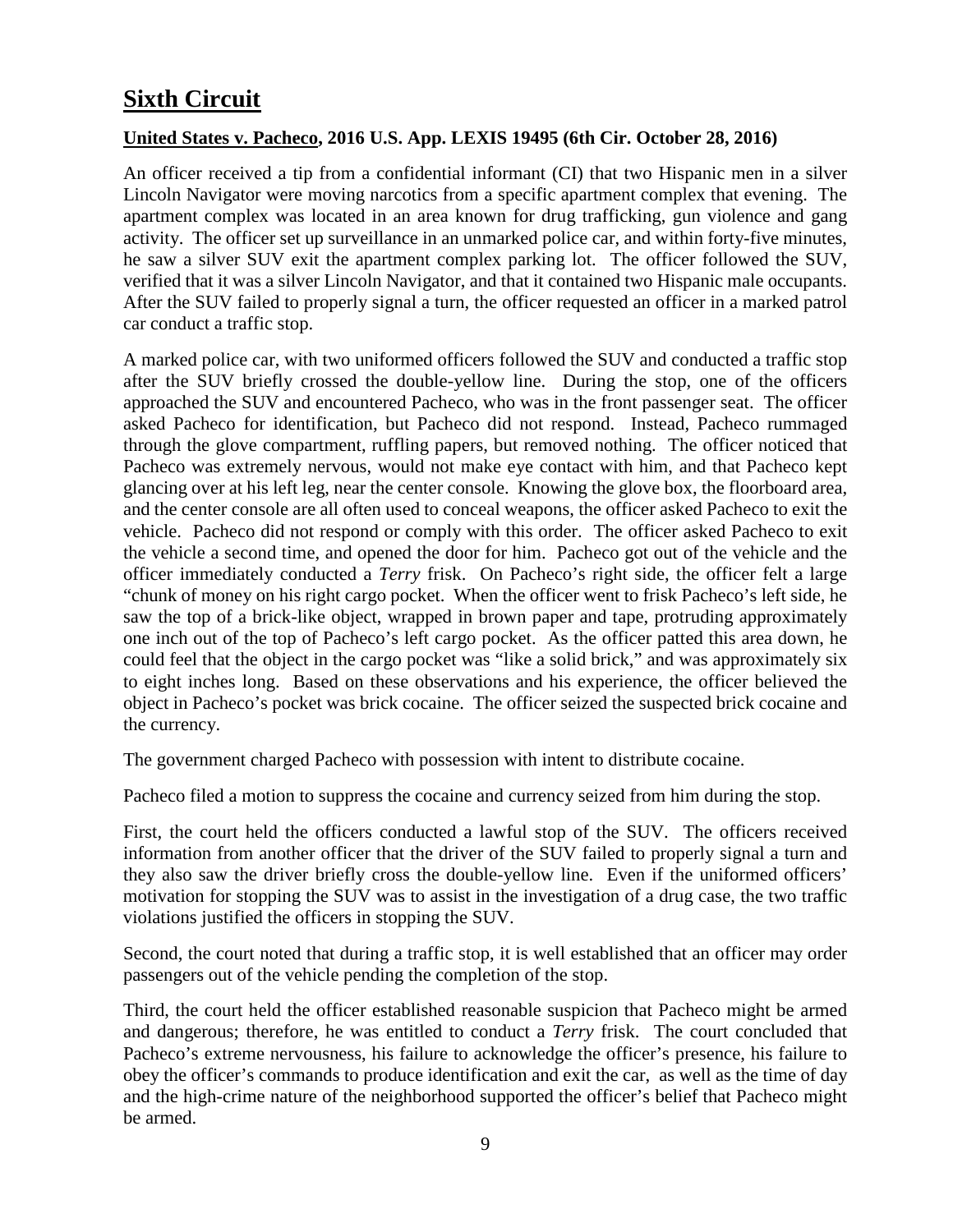# Sixth Circuit

## United States v. Pacheco, 2016 U.S. App. LEXIS 19495 (6th Cir. October 28, 2016)

An officer received a tip from a confidential informant (CI) that two Hispanic men in a silver Lincoln Navigator were moving narcotics from a specific apartment complex that evening. The apartment complex was located in an area known for drug trafficking, gun violence and gang activity. The officer set up surveillance in an unmarked police car, and within forty-five minutes, he saw a silver SUV exit the apartment complex parking lot. The officer followed the SUV, verified that it was a silver Lincoln Navigator, and that it contained two Hispanic male occupants. After the SUV failed to properly signal a turn, the officer requested an officer in a marked patrol car conduct a traffic stop.

A marked police car, with two uniformed officers followed the SUV and conducted a traffic stop after the SUV briefly crossed the double-yellow line. During the stop, one of the officers approached the SUV and encountered Pacheco, who was in the front passenger seat. The officer asked Pacheco for identification, but Pacheco did not respond. Instead, Pacheco rummaged through the glove compartment, ruffling papers, but removed nothing. The officer noticed that Pacheco was extremely nervous, would not make eye contact with him, and that Pacheco kept glancing over at his left leg, near the center console. Knowing the glove box, the floorboard area, and the center console are all often used to conceal weapons, the officer asked Pacheco to exit the vehicle. Pacheco did not respond or comply with this order. The officer asked Pacheco to exit the vehicle a second time, and opened the door for him. Pacheco got out of the vehicle and the officer immediately conducted a *Terry* frisk. On Pacheco's right side, the officer felt a large "chunk of money on his right cargo pocket. When the officer went to frisk Pacheco's left side, he saw the top of a brick-like object, wrapped in brown paper and tape, protruding approximately one inch out of the top of Pacheco's left cargo pocket. As the officer patted this area down, he could feel that the object in the cargo pocket was "like a solid brick," and was approximately six to eight inches long. Based on these observations and his experience, the officer believed the object in Pacheco's pocket was brick cocaine. The officer seized the suspected brick cocaine and the currency.

The government charged Pacheco with possession with intent to distribute cocaine.

Pacheco filed a motion to suppress the cocaine and currency seized from him during the stop.

First, the court held the officers conducted a lawful stop of the SUV. The officers received information from another officer that the driver of the SUV failed to properly signal a turn and they also saw the driver briefly cross the double-yellow line. Even if the uniformed officers' motivation for stopping the SUV was to assist in the investigation of a drug case, the two traffic violations justified the officers in stopping the SUV.

Second, the court noted that during a traffic stop, it is well established that an officer may order passengers out of the vehicle pending the completion of the stop.

Third, the court held the officer established reasonable suspicion that Pacheco might be armed and dangerous; therefore, he was entitled to conduct a *Terry* frisk. The court concluded that Pacheco's extreme nervousness, his failure to acknowledge the officer's presence, his failure to obey the officer's commands to produce identification and exit the car, as well as the time of day and the high-crime nature of the neighborhood supported the officer's belief that Pacheco might be armed.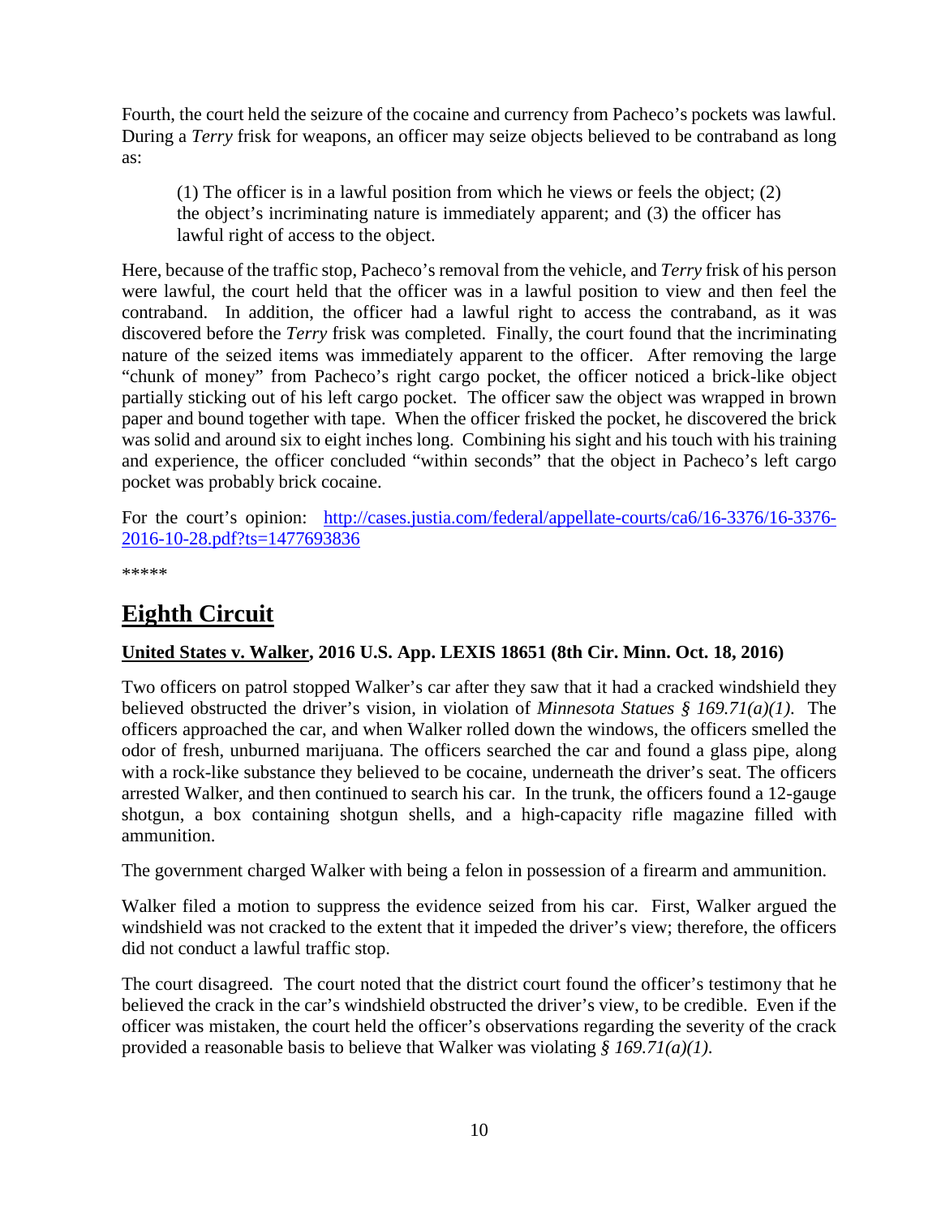Fourth, the court held the seizure of the cocaine and currency from Pacheco's pockets was lawful. During a *Terry* frisk for weapons, an officer may seize objects believed to be contraband as long as:

> (1) The officer is in a lawful position from which he views or feels the object; (2) the object's incriminating nature is immediately apparent; and (3) the officer has lawful right of access to the object.

Here, because of the traffic stop, Pacheco's removal from the vehicle, and *Terry* frisk of his person were lawful, the court held that the officer was in a lawful position to view and then feel the contraband. In addition, the officer had a lawful right to access the contraband, as it was discovered before the *Terry* frisk was completed. Finally, the court found that the incriminating nature of the seized items was immediately apparent to the officer. After removing the large "chunk of money" from Pacheco's right cargo pocket, the officer noticed a brick-like object partially sticking out of his left cargo pocket. The officer saw the object was wrapped in brown paper and bound together with tape. When the officer frisked the pocket, he discovered the brick was solid and around six to eight inches long. Combining his sight and his touch with his training and experience, the officer concluded "within seconds" that the object in Pacheco's left cargo pocket was probably brick cocaine.

For the court's opinion: [http://cases.justia.com/federal/appellate-courts/ca6/16-3376/16-3376-2016-10-28.pdf?ts=1477693836](http://cases.justia.com/federal/appellate-courts/ca6/16-3376/16-3376-2016-10-28.pdf?ts=1477693836)

*****

# Eighth Circuit

**United States v. Walker, 2016 U.S. App. LEXIS 18651 (8th Cir. Minn. Oct. 18, 2016)**

Two officers on patrol stopped Walker's car after they saw that it had a cracked windshield they believed obstructed the driver's vision, in violation of *Minnesota Statues § 169.71(a)(1)*. The officers approached the car, and when Walker rolled down the windows, the officers smelled the odor of fresh, unburned marijuana. The officers searched the car and found a glass pipe, along with a rock-like substance they believed to be cocaine, underneath the driver's seat. The officers arrested Walker, and then continued to search his car. In the trunk, the officers found a 12-gauge shotgun, a box containing shotgun shells, and a high-capacity rifle magazine filled with ammunition.

The government charged Walker with being a felon in possession of a firearm and ammunition.

Walker filed a motion to suppress the evidence seized from his car. First, Walker argued the windshield was not cracked to the extent that it impeded the driver's view; therefore, the officers did not conduct a lawful traffic stop.

The court disagreed. The court noted that the district court found the officer's testimony that he believed the crack in the car's windshield obstructed the driver's view, to be credible. Even if the officer was mistaken, the court held the officer's observations regarding the severity of the crack provided a reasonable basis to believe that Walker was violating *§ 169.71(a)(1)*.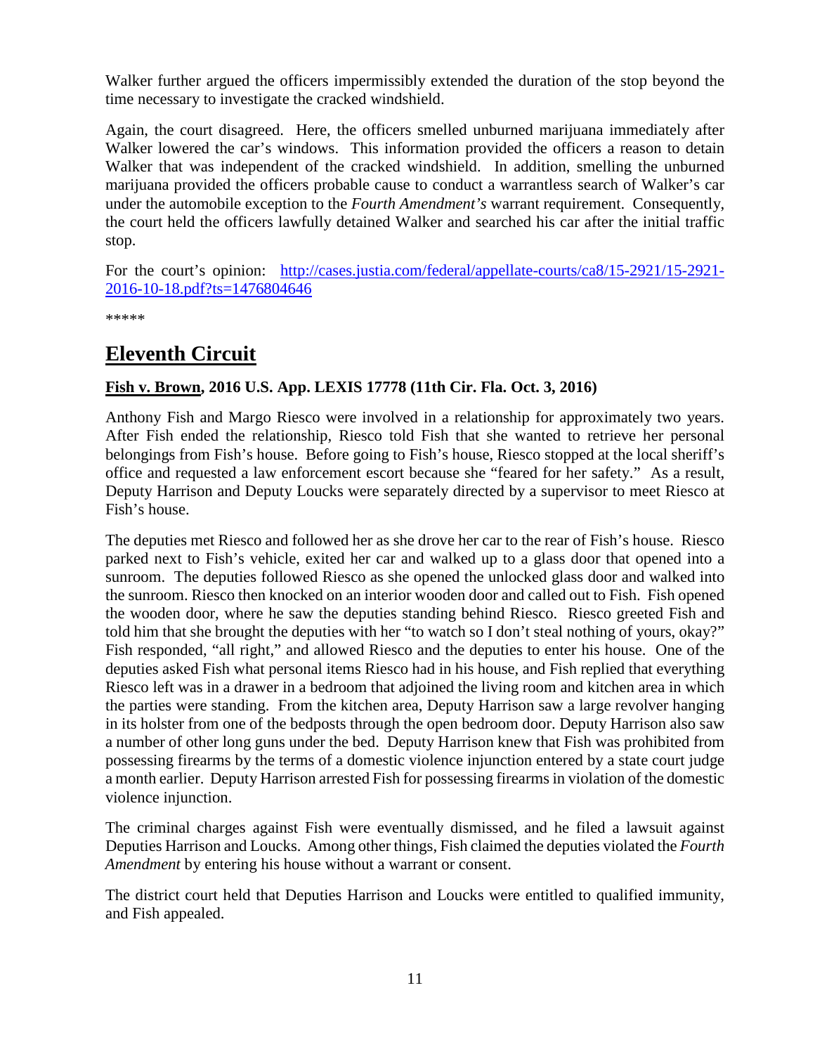Walker further argued the officers impermissibly extended the duration of the stop beyond the time necessary to investigate the cracked windshield.

Again, the court disagreed. Here, the officers smelled unburned marijuana immediately after Walker lowered the car's windows. This information provided the officers a reason to detain Walker that was independent of the cracked windshield. In addition, smelling the unburned marijuana provided the officers probable cause to conduct a warrantless search of Walker's car under the automobile exception to the *Fourth Amendment's* warrant requirement. Consequently, the court held the officers lawfully detained Walker and searched his car after the initial traffic stop.

For the court's opinion: [http://cases.justia.com/federal/appellate-courts/ca8/15-2921/15-2921-2016-10-18.pdf?ts=1476804646](http://cases.justia.com/federal/appellate-courts/ca8/15-2921/15-2921-2016-10-18.pdf?ts=1476804646)

*****

# Eleventh Circuit

### Fish v. Brown, 2016 U.S. App. LEXIS 17778 (11th Cir. Fla. Oct. 3, 2016)

Anthony Fish and Margo Riesco were involved in a relationship for approximately two years. After Fish ended the relationship, Riesco told Fish that she wanted to retrieve her personal belongings from Fish's house. Before going to Fish's house, Riesco stopped at the local sheriff's office and requested a law enforcement escort because she "feared for her safety." As a result, Deputy Harrison and Deputy Loucks were separately directed by a supervisor to meet Riesco at Fish's house.

The deputies met Riesco and followed her as she drove her car to the rear of Fish's house. Riesco parked next to Fish's vehicle, exited her car and walked up to a glass door that opened into a sunroom. The deputies followed Riesco as she opened the unlocked glass door and walked into the sunroom. Riesco then knocked on an interior wooden door and called out to Fish. Fish opened the wooden door, where he saw the deputies standing behind Riesco. Riesco greeted Fish and told him that she brought the deputies with her "to watch so I don't steal nothing of yours, okay?" Fish responded, "all right," and allowed Riesco and the deputies to enter his house. One of the deputies asked Fish what personal items Riesco had in his house, and Fish replied that everything Riesco left was in a drawer in a bedroom that adjoined the living room and kitchen area in which the parties were standing. From the kitchen area, Deputy Harrison saw a large revolver hanging in its holster from one of the bedposts through the open bedroom door. Deputy Harrison also saw a number of other long guns under the bed. Deputy Harrison knew that Fish was prohibited from possessing firearms by the terms of a domestic violence injunction entered by a state court judge a month earlier. Deputy Harrison arrested Fish for possessing firearms in violation of the domestic violence injunction.

The criminal charges against Fish were eventually dismissed, and he filed a lawsuit against Deputies Harrison and Loucks. Among other things, Fish claimed the deputies violated the *Fourth Amendment* by entering his house without a warrant or consent.

The district court held that Deputies Harrison and Loucks were entitled to qualified immunity, and Fish appealed.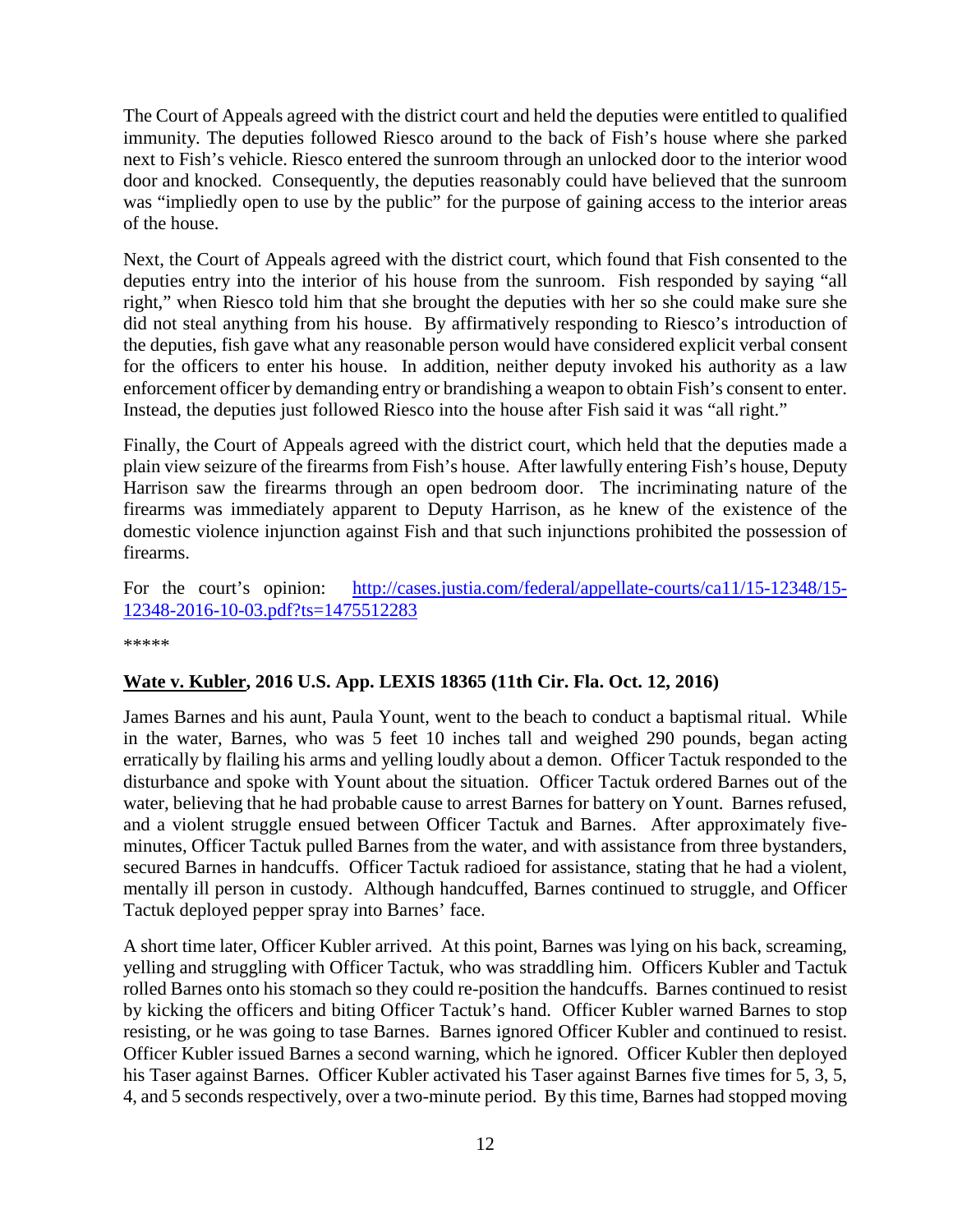The Court of Appeals agreed with the district court and held the deputies were entitled to qualified immunity. The deputies followed Riesco around to the back of Fish's house where she parked next to Fish's vehicle. Riesco entered the sunroom through an unlocked door to the interior wood door and knocked. Consequently, the deputies reasonably could have believed that the sunroom was "impliedly open to use by the public" for the purpose of gaining access to the interior areas of the house.

Next, the Court of Appeals agreed with the district court, which found that Fish consented to the deputies entry into the interior of his house from the sunroom. Fish responded by saying "all right," when Riesco told him that she brought the deputies with her so she could make sure she did not steal anything from his house. By affirmatively responding to Riesco's introduction of the deputies, fish gave what any reasonable person would have considered explicit verbal consent for the officers to enter his house. In addition, neither deputy invoked his authority as a law enforcement officer by demanding entry or brandishing a weapon to obtain Fish's consent to enter. Instead, the deputies just followed Riesco into the house after Fish said it was "all right."

Finally, the Court of Appeals agreed with the district court, which held that the deputies made a plain view seizure of the firearms from Fish's house. After lawfully entering Fish's house, Deputy Harrison saw the firearms through an open bedroom door. The incriminating nature of the firearms was immediately apparent to Deputy Harrison, as he knew of the existence of the domestic violence injunction against Fish and that such injunctions prohibited the possession of firearms.

For the court's opinion: [http://cases.justia.com/federal/appellate-courts/ca11/15-12348/15-12348-2016-10-03.pdf?ts=1475512283](http://cases.justia.com/federal/appellate-courts/ca11/15-12348/15-12348-2016-10-03.pdf?ts=1475512283)

*****

## **Wate v. Kubler, 2016 U.S. App. LEXIS 18365 (11th Cir. Fla. Oct. 12, 2016)**

James Barnes and his aunt, Paula Yount, went to the beach to conduct a baptismal ritual. While in the water, Barnes, who was 5 feet 10 inches tall and weighed 290 pounds, began acting erratically by flailing his arms and yelling loudly about a demon. Officer Tactuk responded to the disturbance and spoke with Yount about the situation. Officer Tactuk ordered Barnes out of the water, believing that he had probable cause to arrest Barnes for battery on Yount. Barnes refused, and a violent struggle ensued between Officer Tactuk and Barnes. After approximately five-minutes, Officer Tactuk pulled Barnes from the water, and with assistance from three bystanders, secured Barnes in handcuffs. Officer Tactuk radioed for assistance, stating that he had a violent, mentally ill person in custody. Although handcuffed, Barnes continued to struggle, and Officer Tactuk deployed pepper spray into Barnes' face.

A short time later, Officer Kubler arrived. At this point, Barnes was lying on his back, screaming, yelling and struggling with Officer Tactuk, who was straddling him. Officers Kubler and Tactuk rolled Barnes onto his stomach so they could re-position the handcuffs. Barnes continued to resist by kicking the officers and biting Officer Tactuk's hand. Officer Kubler warned Barnes to stop resisting, or he was going to tase Barnes. Barnes ignored Officer Kubler and continued to resist. Officer Kubler issued Barnes a second warning, which he ignored. Officer Kubler then deployed his Taser against Barnes. Officer Kubler activated his Taser against Barnes five times for 5, 3, 5, 4, and 5 seconds respectively, over a two-minute period. By this time, Barnes had stopped moving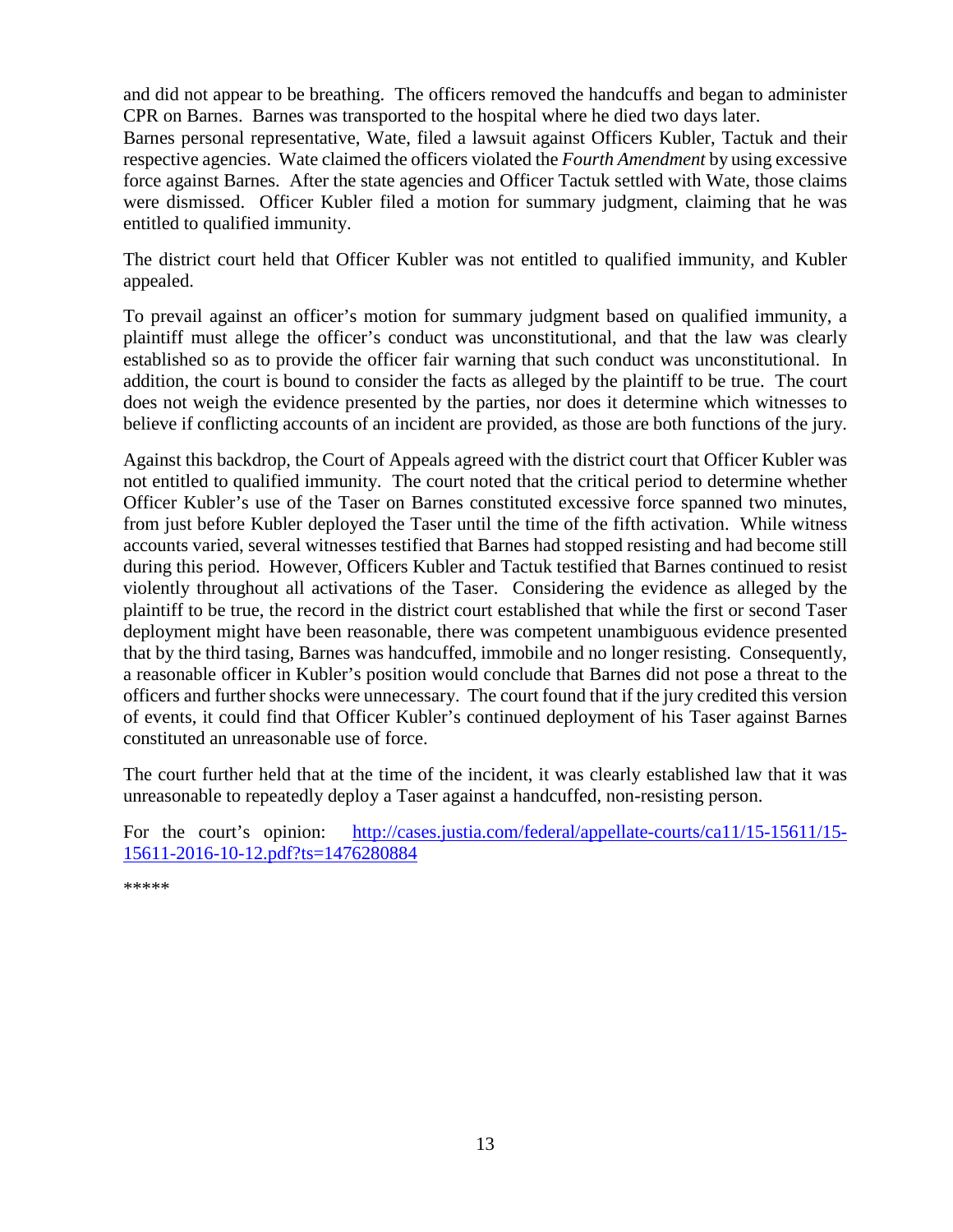and did not appear to be breathing. The officers removed the handcuffs and began to administer CPR on Barnes. Barnes was transported to the hospital where he died two days later.
Barnes personal representative, Wate, filed a lawsuit against Officers Kubler, Tactuk and their respective agencies. Wate claimed the officers violated the *Fourth Amendment* by using excessive force against Barnes. After the state agencies and Officer Tactuk settled with Wate, those claims were dismissed. Officer Kubler filed a motion for summary judgment, claiming that he was entitled to qualified immunity.

The district court held that Officer Kubler was not entitled to qualified immunity, and Kubler appealed.

To prevail against an officer's motion for summary judgment based on qualified immunity, a plaintiff must allege the officer's conduct was unconstitutional, and that the law was clearly established so as to provide the officer fair warning that such conduct was unconstitutional. In addition, the court is bound to consider the facts as alleged by the plaintiff to be true. The court does not weigh the evidence presented by the parties, nor does it determine which witnesses to believe if conflicting accounts of an incident are provided, as those are both functions of the jury.

Against this backdrop, the Court of Appeals agreed with the district court that Officer Kubler was not entitled to qualified immunity. The court noted that the critical period to determine whether Officer Kubler's use of the Taser on Barnes constituted excessive force spanned two minutes, from just before Kubler deployed the Taser until the time of the fifth activation. While witness accounts varied, several witnesses testified that Barnes had stopped resisting and had become still during this period. However, Officers Kubler and Tactuk testified that Barnes continued to resist violently throughout all activations of the Taser. Considering the evidence as alleged by the plaintiff to be true, the record in the district court established that while the first or second Taser deployment might have been reasonable, there was competent unambiguous evidence presented that by the third tasing, Barnes was handcuffed, immobile and no longer resisting. Consequently, a reasonable officer in Kubler's position would conclude that Barnes did not pose a threat to the officers and further shocks were unnecessary. The court found that if the jury credited this version of events, it could find that Officer Kubler's continued deployment of his Taser against Barnes constituted an unreasonable use of force.

The court further held that at the time of the incident, it was clearly established law that it was unreasonable to repeatedly deploy a Taser against a handcuffed, non-resisting person.

For the court's opinion: [http://cases.justia.com/federal/appellate-courts/ca11/15-15611/15-15611-2016-10-12.pdf?ts=1476280884](http://cases.justia.com/federal/appellate-courts/ca11/15-15611/15-15611-2016-10-12.pdf?ts=1476280884)

*****